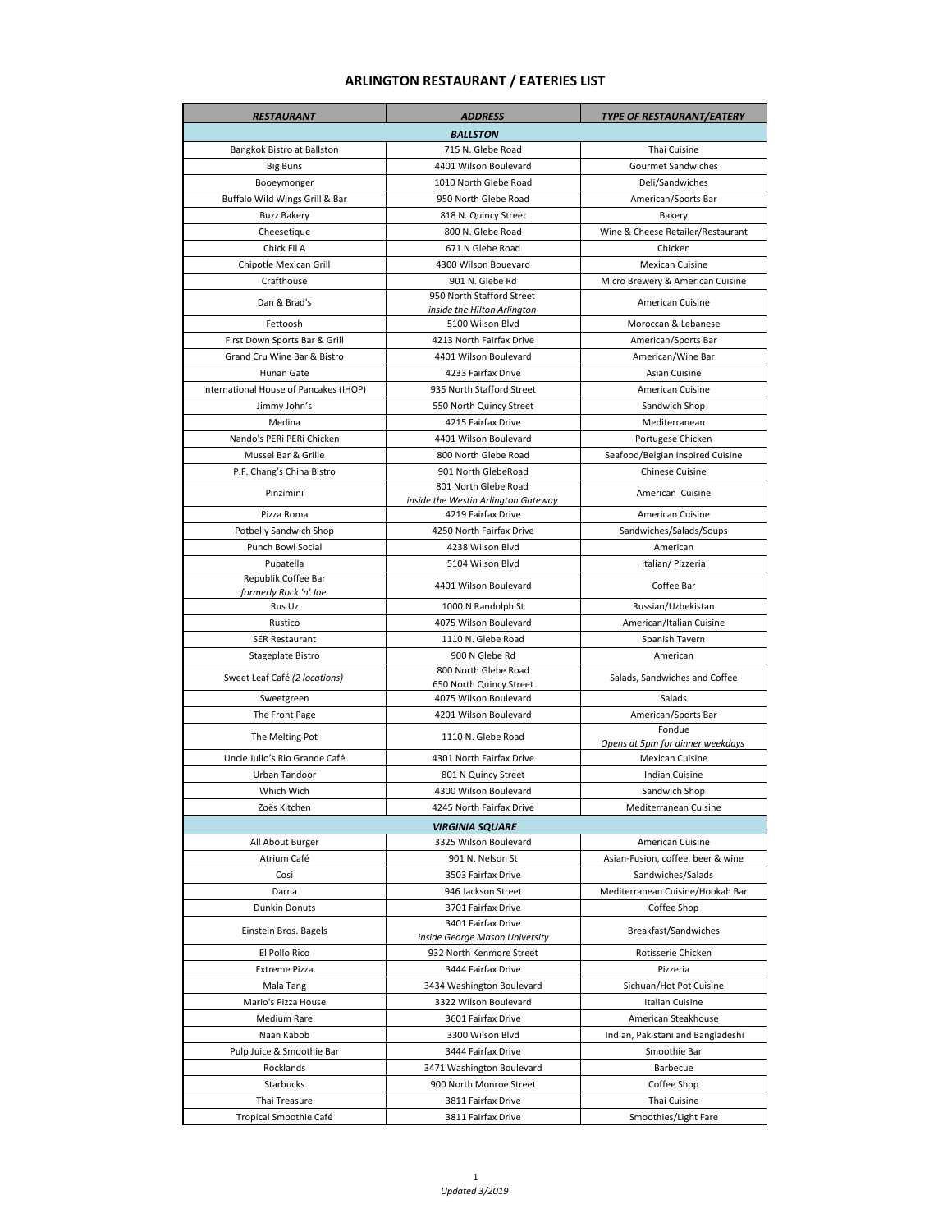# ARLINGTON RESTAURANT / EATERIES LIST

| ***RESTAURANT*** | ***ADDRESS*** | ***TYPE OF RESTAURANT/EATERY*** |
|---|---|---|
| | ***BALLSTON*** | |
| Bangkok Bistro at Ballston | 715 N. Glebe Road | Thai Cuisine |
| Big Buns | 4401 Wilson Boulevard | Gourmet Sandwiches |
| Booeymonger | 1010 North Glebe Road | Deli/Sandwiches |
| Buffalo Wild Wings Grill & Bar | 950 North Glebe Road | American/Sports Bar |
| Buzz Bakery | 818 N. Quincy Street | Bakery |
| Cheesetique | 800 N. Glebe Road | Wine & Cheese Retailer/Restaurant |
| Chick Fil A | 671 N Glebe Road | Chicken |
| Chipotle Mexican Grill | 4300 Wilson Bouevard | Mexican Cuisine |
| Crafthouse | 901 N. Glebe Rd | Micro Brewery & American Cuisine |
| Dan & Brad's | 950 North Stafford Street *inside the Hilton Arlington* | American Cuisine |
| Fettoosh | 5100 Wilson Blvd | Moroccan & Lebanese |
| First Down Sports Bar & Grill | 4213 North Fairfax Drive | American/Sports Bar |
| Grand Cru Wine Bar & Bistro | 4401 Wilson Boulevard | American/Wine Bar |
| Hunan Gate | 4233 Fairfax Drive | Asian Cuisine |
| International House of Pancakes (IHOP) | 935 North Stafford Street | American Cuisine |
| Jimmy John's | 550 North Quincy Street | Sandwich Shop |
| Medina | 4215 Fairfax Drive | Mediterranean |
| Nando's PERi PERi Chicken | 4401 Wilson Boulevard | Portugese Chicken |
| Mussel Bar & Grille | 800 North Glebe Road | Seafood/Belgian Inspired Cuisine |
| P.F. Chang's China Bistro | 901 North GlebeRoad | Chinese Cuisine |
| Pinzimini | 801 North Glebe Road *inside the Westin Arlington Gateway* | American Cuisine |
| Pizza Roma | 4219 Fairfax Drive | American Cuisine |
| Potbelly Sandwich Shop | 4250 North Fairfax Drive | Sandwiches/Salads/Soups |
| Punch Bowl Social | 4238 Wilson Blvd | American |
| Pupatella | 5104 Wilson Blvd | Italian/ Pizzeria |
| Republik Coffee Bar *formerly Rock 'n' Joe* | 4401 Wilson Boulevard | Coffee Bar |
| Rus Uz | 1000 N Randolph St | Russian/Uzbekistan |
| Rustico | 4075 Wilson Boulevard | American/Italian Cuisine |
| SER Restaurant | 1110 N. Glebe Road | Spanish Tavern |
| Stageplate Bistro | 900 N Glebe Rd | American |
| Sweet Leaf Café *(2 locations)* | 800 North Glebe Road 650 North Quincy Street | Salads, Sandwiches and Coffee |
| Sweetgreen | 4075 Wilson Boulevard | Salads |
| The Front Page | 4201 Wilson Boulevard | American/Sports Bar |
| The Melting Pot | 1110 N. Glebe Road | Fondue *Opens at 5pm for dinner weekdays* |
| Uncle Julio's Rio Grande Café | 4301 North Fairfax Drive | Mexican Cuisine |
| Urban Tandoor | 801 N Quincy Street | Indian Cuisine |
| Which Wich | 4300 Wilson Boulevard | Sandwich Shop |
| Zoës Kitchen | 4245 North Fairfax Drive | Mediterranean Cuisine |
| | ***VIRGINIA SQUARE*** | |
| All About Burger | 3325 Wilson Boulevard | American Cuisine |
| Atrium Café | 901 N. Nelson St | Asian-Fusion, coffee, beer & wine |
| Cosi | 3503 Fairfax Drive | Sandwiches/Salads |
| Darna | 946 Jackson Street | Mediterranean Cuisine/Hookah Bar |
| Dunkin Donuts | 3701 Fairfax Drive | Coffee Shop |
| Einstein Bros. Bagels | 3401 Fairfax Drive *inside George Mason University* | Breakfast/Sandwiches |
| El Pollo Rico | 932 North Kenmore Street | Rotisserie Chicken |
| Extreme Pizza | 3444 Fairfax Drive | Pizzeria |
| Mala Tang | 3434 Washington Boulevard | Sichuan/Hot Pot Cuisine |
| Mario's Pizza House | 3322 Wilson Boulevard | Italian Cuisine |
| Medium Rare | 3601 Fairfax Drive | American Steakhouse |
| Naan Kabob | 3300 Wilson Blvd | Indian, Pakistani and Bangladeshi |
| Pulp Juice & Smoothie Bar | 3444 Fairfax Drive | Smoothie Bar |
| Rocklands | 3471 Washington Boulevard | Barbecue |
| Starbucks | 900 North Monroe Street | Coffee Shop |
| Thai Treasure | 3811 Fairfax Drive | Thai Cuisine |
| Tropical Smoothie Café | 3811 Fairfax Drive | Smoothies/Light Fare |

*Updated 3/2019*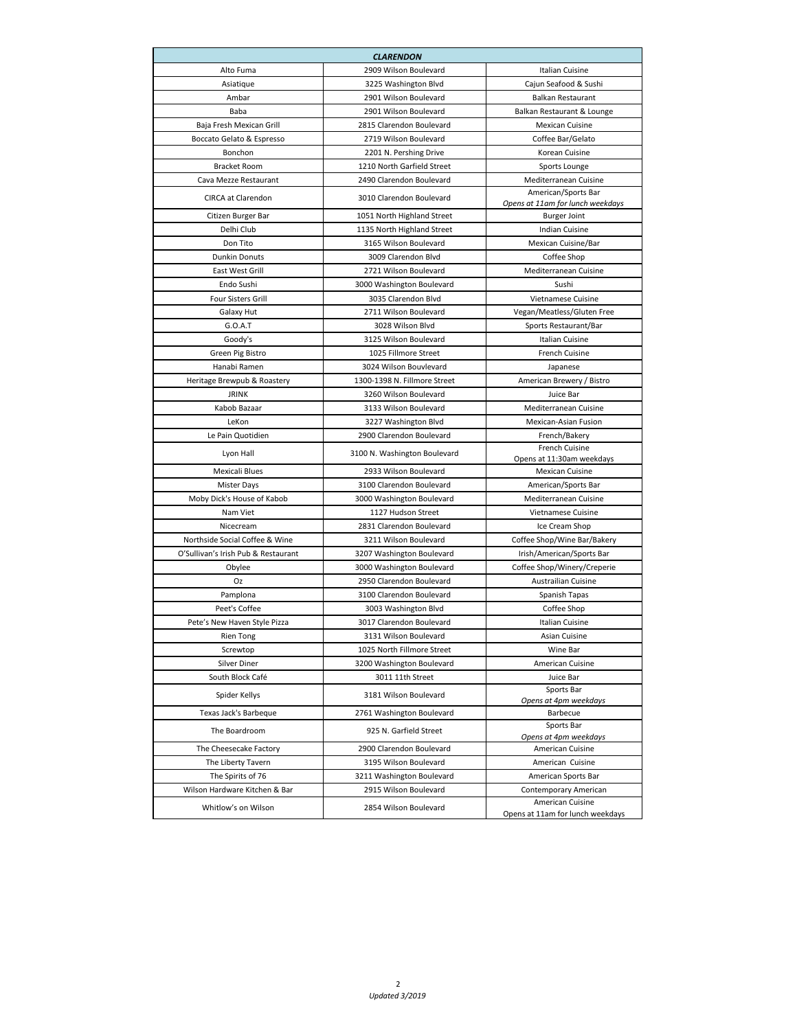| ***CLARENDON*** | | |
|---|---|---|
| Alto Fuma | 2909 Wilson Boulevard | Italian Cuisine |
| Asiatique | 3225 Washington Blvd | Cajun Seafood & Sushi |
| Ambar | 2901 Wilson Boulevard | Balkan Restaurant |
| Baba | 2901 Wilson Boulevard | Balkan Restaurant & Lounge |
| Baja Fresh Mexican Grill | 2815 Clarendon Boulevard | Mexican Cuisine |
| Boccato Gelato & Espresso | 2719 Wilson Boulevard | Coffee Bar/Gelato |
| Bonchon | 2201 N. Pershing Drive | Korean Cuisine |
| Bracket Room | 1210 North Garfield Street | Sports Lounge |
| Cava Mezze Restaurant | 2490 Clarendon Boulevard | Mediterranean Cuisine |
| CIRCA at Clarendon | 3010 Clarendon Boulevard | American/Sports Bar *Opens at 11am for lunch weekdays* |
| Citizen Burger Bar | 1051 North Highland Street | Burger Joint |
| Delhi Club | 1135 North Highland Street | Indian Cuisine |
| Don Tito | 3165 Wilson Boulevard | Mexican Cuisine/Bar |
| Dunkin Donuts | 3009 Clarendon Blvd | Coffee Shop |
| East West Grill | 2721 Wilson Boulevard | Mediterranean Cuisine |
| Endo Sushi | 3000 Washington Boulevard | Sushi |
| Four Sisters Grill | 3035 Clarendon Blvd | Vietnamese Cuisine |
| Galaxy Hut | 2711 Wilson Boulevard | Vegan/Meatless/Gluten Free |
| G.O.A.T | 3028 Wilson Blvd | Sports Restaurant/Bar |
| Goody's | 3125 Wilson Boulevard | Italian Cuisine |
| Green Pig Bistro | 1025 Fillmore Street | French Cuisine |
| Hanabi Ramen | 3024 Wilson Bouvlevard | Japanese |
| Heritage Brewpub & Roastery | 1300-1398 N. Fillmore Street | American Brewery / Bistro |
| JRINK | 3260 Wilson Boulevard | Juice Bar |
| Kabob Bazaar | 3133 Wilson Boulevard | Mediterranean Cuisine |
| LeKon | 3227 Washington Blvd | Mexican-Asian Fusion |
| Le Pain Quotidien | 2900 Clarendon Boulevard | French/Bakery |
| Lyon Hall | 3100 N. Washington Boulevard | French Cuisine Opens at 11:30am weekdays |
| Mexicali Blues | 2933 Wilson Boulevard | Mexican Cuisine |
| Mister Days | 3100 Clarendon Boulevard | American/Sports Bar |
| Moby Dick's House of Kabob | 3000 Washington Boulevard | Mediterranean Cuisine |
| Nam Viet | 1127 Hudson Street | Vietnamese Cuisine |
| Nicecream | 2831 Clarendon Boulevard | Ice Cream Shop |
| Northside Social Coffee & Wine | 3211 Wilson Boulevard | Coffee Shop/Wine Bar/Bakery |
| O'Sullivan's Irish Pub & Restaurant | 3207 Washington Boulevard | Irish/American/Sports Bar |
| Obylee | 3000 Washington Boulevard | Coffee Shop/Winery/Creperie |
| Oz | 2950 Clarendon Boulevard | Austrailian Cuisine |
| Pamplona | 3100 Clarendon Boulevard | Spanish Tapas |
| Peet's Coffee | 3003 Washington Blvd | Coffee Shop |
| Pete's New Haven Style Pizza | 3017 Clarendon Boulevard | Italian Cuisine |
| Rien Tong | 3131 Wilson Boulevard | Asian Cuisine |
| Screwtop | 1025 North Fillmore Street | Wine Bar |
| Silver Diner | 3200 Washington Boulevard | American Cuisine |
| South Block Café | 3011 11th Street | Juice Bar |
| Spider Kellys | 3181 Wilson Boulevard | Sports Bar *Opens at 4pm weekdays* |
| Texas Jack's Barbeque | 2761 Washington Boulevard | Barbecue |
| The Boardroom | 925 N. Garfield Street | Sports Bar *Opens at 4pm weekdays* |
| The Cheesecake Factory | 2900 Clarendon Boulevard | American Cuisine |
| The Liberty Tavern | 3195 Wilson Boulevard | American Cuisine |
| The Spirits of 76 | 3211 Washington Boulevard | American Sports Bar |
| Wilson Hardware Kitchen & Bar | 2915 Wilson Boulevard | Contemporary American |
| Whitlow's on Wilson | 2854 Wilson Boulevard | American Cuisine Opens at 11am for lunch weekdays |

*Updated 3/2019*